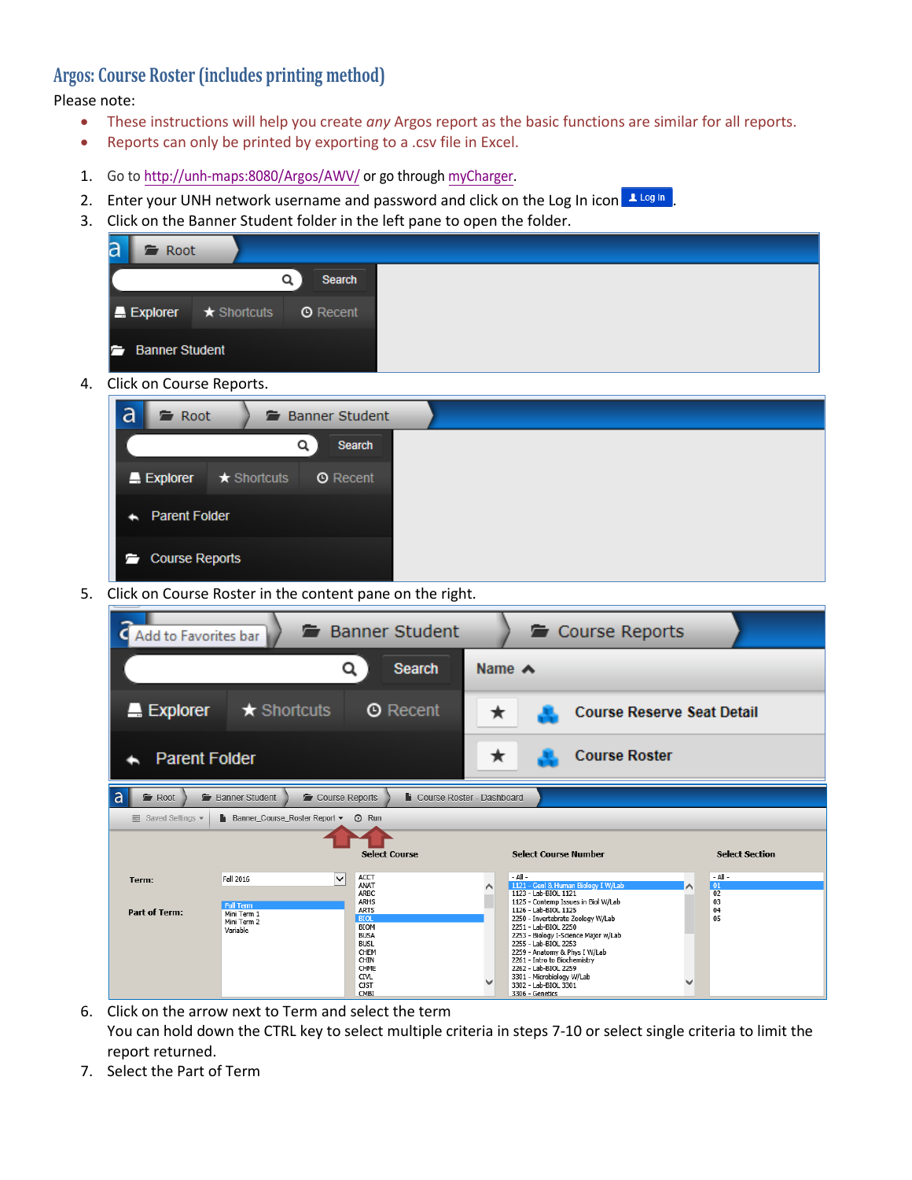## Argos: Course Roster (includes printing method)

Please note:

- These instructions will help you create *any* Argos report as the basic functions are similar for all reports.
- Reports can only be printed by exporting to a .csv file in Excel.

1. Go to http://unh-maps:8080/Argos/AWV/ or go through myCharger.
2. Enter your UNH network username and password and click on the Log In icon.
3. Click on the Banner Student folder in the left pane to open the folder.
4. Click on Course Reports.
5. Click on Course Roster in the content pane on the right.
6. Click on the arrow next to Term and select the term
   You can hold down the CTRL key to select multiple criteria in steps 7-10 or select single criteria to limit the report returned.
7. Select the Part of Term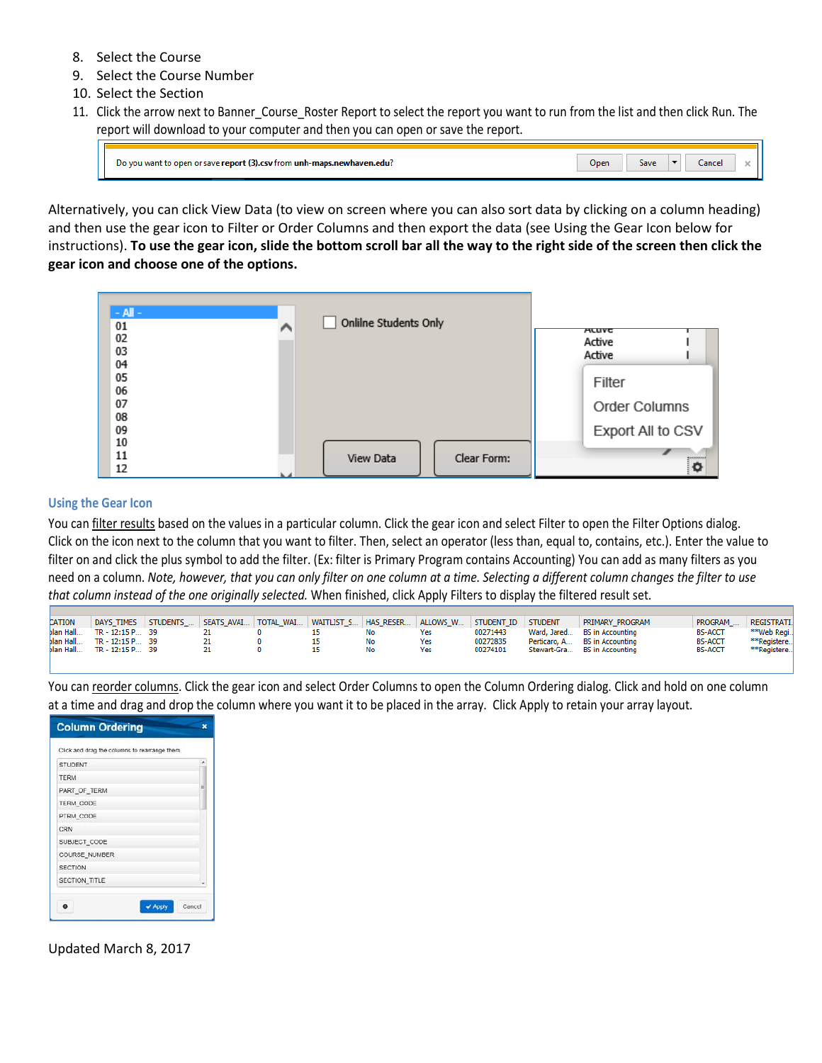8. Select the Course
9. Select the Course Number
10. Select the Section
11. Click the arrow next to Banner_Course_Roster Report to select the report you want to run from the list and then click Run. The report will download to your computer and then you can open or save the report.

Alternatively, you can click View Data (to view on screen where you can also sort data by clicking on a column heading) and then use the gear icon to Filter or Order Columns and then export the data (see Using the Gear Icon below for instructions). **To use the gear icon, slide the bottom scroll bar all the way to the right side of the screen then click the gear icon and choose one of the options.**

## Using the Gear Icon

You can filter results based on the values in a particular column. Click the gear icon and select Filter to open the Filter Options dialog. Click on the icon next to the column that you want to filter. Then, select an operator (less than, equal to, contains, etc.). Enter the value to filter on and click the plus symbol to add the filter. (Ex: filter is Primary Program contains Accounting) You can add as many filters as you need on a column. *Note, however, that you can only filter on one column at a time. Selecting a different column changes the filter to use that column instead of the one originally selected.* When finished, click Apply Filters to display the filtered result set.

You can reorder columns. Click the gear icon and select Order Columns to open the Column Ordering dialog. Click and hold on one column at a time and drag and drop the column where you want it to be placed in the array. Click Apply to retain your array layout.

Updated March 8, 2017